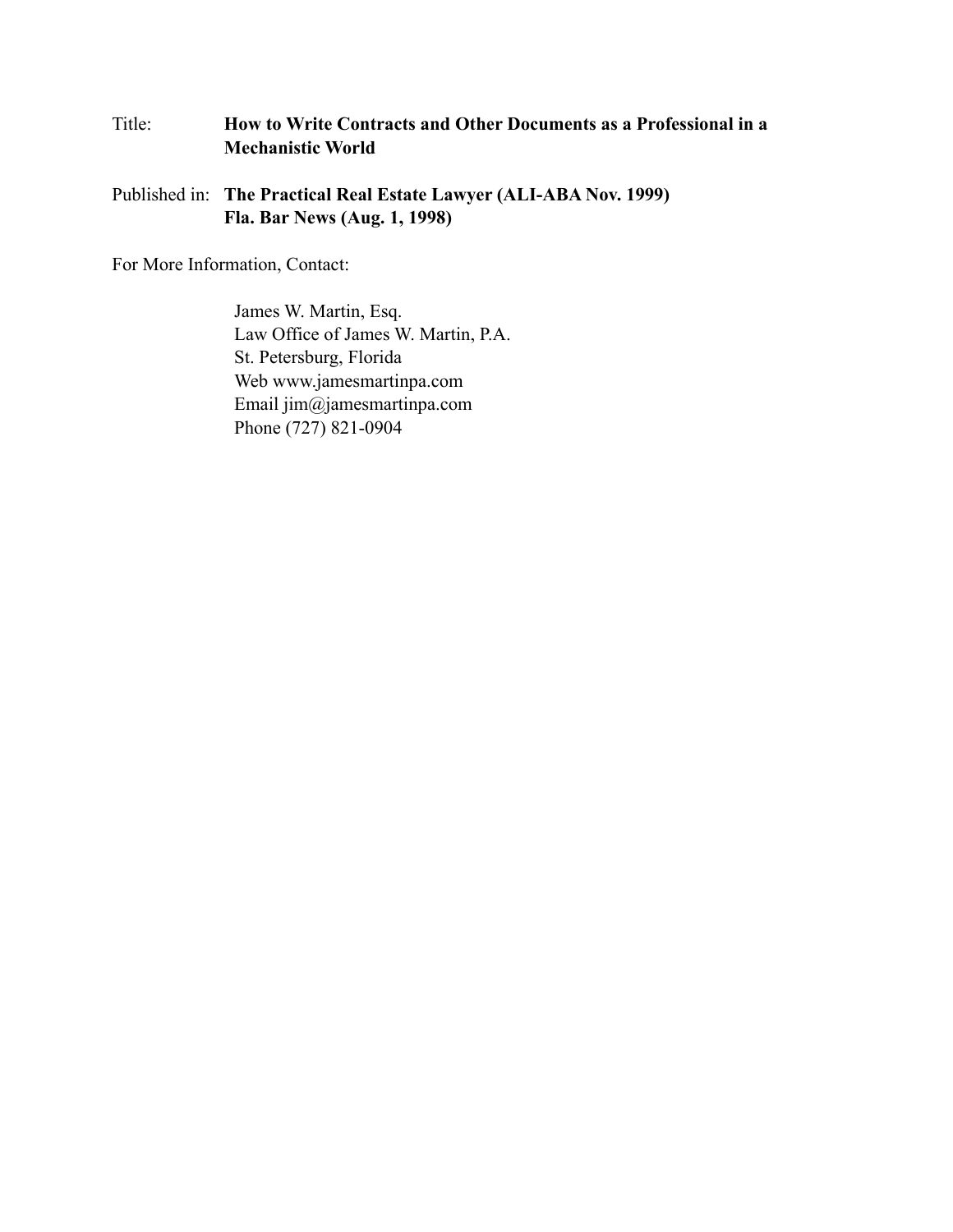Title: **How to Write Contracts and Other Documents as a Professional in a Mechanistic World**

Published in: **The Practical Real Estate Lawyer (ALI-ABA Nov. 1999)**
**Fla. Bar News (Aug. 1, 1998)**

For More Information, Contact:

James W. Martin, Esq.
Law Office of James W. Martin, P.A.
St. Petersburg, Florida
Web www.jamesmartinpa.com
Email jim@jamesmartinpa.com
Phone (727) 821-0904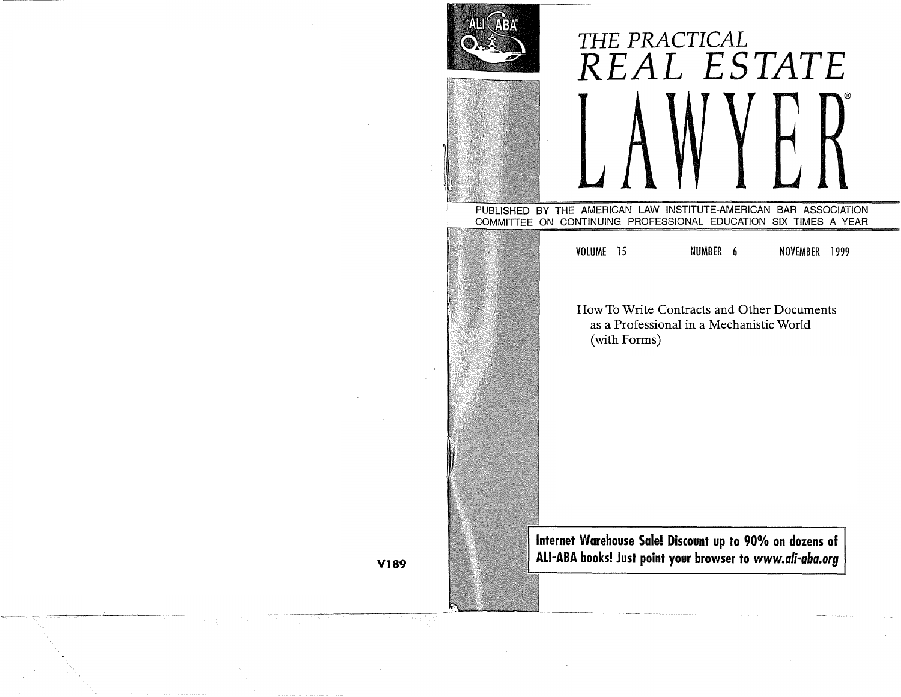# THE PRACTICAL
# REAL ESTATE
# LAWYER®

PUBLISHED BY THE AMERICAN LAW INSTITUTE-AMERICAN BAR ASSOCIATION COMMITTEE ON CONTINUING PROFESSIONAL EDUCATION SIX TIMES A YEAR

VOLUME 15 NUMBER 6 NOVEMBER 1999

How To Write Contracts and Other Documents as a Professional in a Mechanistic World (with Forms)

**Internet Warehouse Sale! Discount up to 90% on dozens of ALI-ABA books! Just point your browser to *www.ali-aba.org***

V189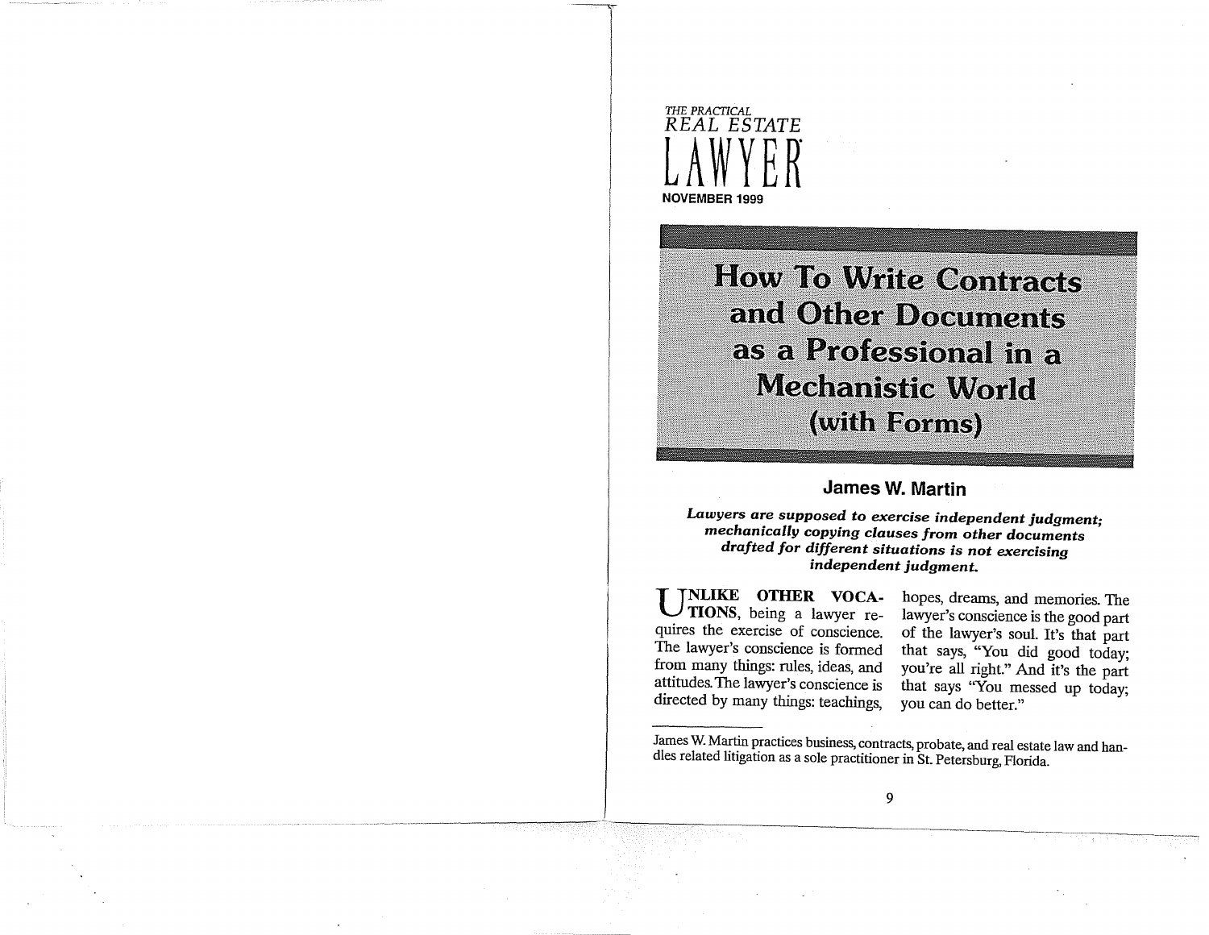THE PRACTICAL
REAL ESTATE
LAWYER
NOVEMBER 1999

# How To Write Contracts and Other Documents as a Professional in a Mechanistic World (with Forms)

## James W. Martin

***Lawyers are supposed to exercise independent judgment; mechanically copying clauses from other documents drafted for different situations is not exercising independent judgment.***

**UNLIKE OTHER VOCATIONS**, being a lawyer requires the exercise of conscience. The lawyer's conscience is formed from many things: rules, ideas, and attitudes. The lawyer's conscience is directed by many things: teachings, hopes, dreams, and memories. The lawyer's conscience is the good part of the lawyer's soul. It's that part that says, "You did good today; you're all right." And it's the part that says "You messed up today; you can do better."

---

James W. Martin practices business, contracts, probate, and real estate law and handles related litigation as a sole practitioner in St. Petersburg, Florida.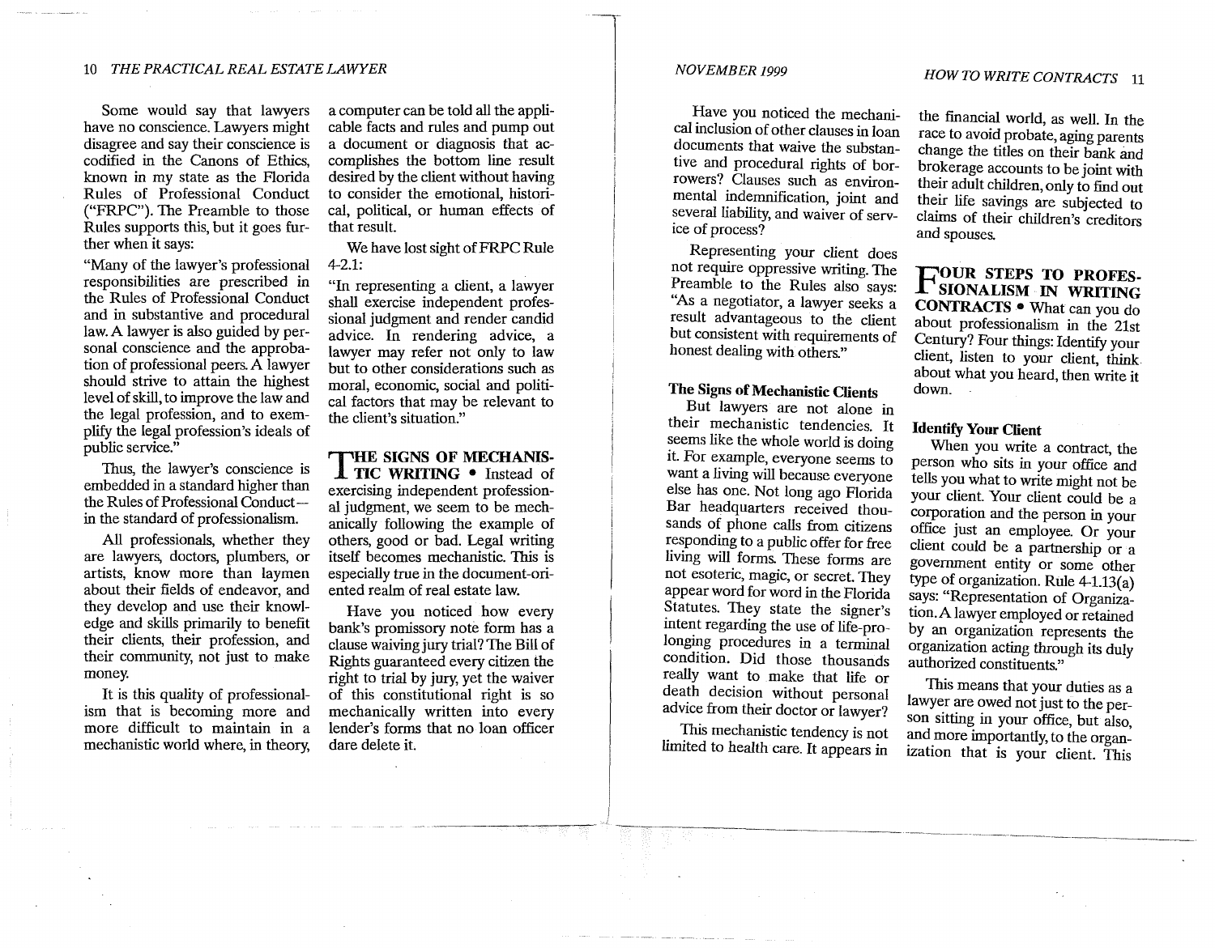Some would say that lawyers have no conscience. Lawyers might disagree and say their conscience is codified in the Canons of Ethics, known in my state as the Florida Rules of Professional Conduct ("FRPC"). The Preamble to those Rules supports this, but it goes further when it says:

"Many of the lawyer's professional responsibilities are prescribed in the Rules of Professional Conduct and in substantive and procedural law. A lawyer is also guided by personal conscience and the approbation of professional peers. A lawyer should strive to attain the highest level of skill, to improve the law and the legal profession, and to exemplify the legal profession's ideals of public service."

Thus, the lawyer's conscience is embedded in a standard higher than the Rules of Professional Conduct—in the standard of professionalism.

All professionals, whether they are lawyers, doctors, plumbers, or artists, know more than laymen about their fields of endeavor, and they develop and use their knowledge and skills primarily to benefit their clients, their profession, and their community, not just to make money.

It is this quality of professionalism that is becoming more and more difficult to maintain in a mechanistic world where, in theory, a computer can be told all the applicable facts and rules and pump out a document or diagnosis that accomplishes the bottom line result desired by the client without having to consider the emotional, historical, political, or human effects of that result.

We have lost sight of FRPC Rule 4-2.1:

"In representing a client, a lawyer shall exercise independent professional judgment and render candid advice. In rendering advice, a lawyer may refer not only to law but to other considerations such as moral, economic, social and political factors that may be relevant to the client's situation."

## THE SIGNS OF MECHANISTIC WRITING

Instead of exercising independent professional judgment, we seem to be mechanically following the example of others, good or bad. Legal writing itself becomes mechanistic. This is especially true in the document-oriented realm of real estate law.

Have you noticed how every bank's promissory note form has a clause waiving jury trial? The Bill of Rights guaranteed every citizen the right to trial by jury, yet the waiver of this constitutional right is so mechanically written into every lender's forms that no loan officer dare delete it.

Have you noticed the mechanical inclusion of other clauses in loan documents that waive the substantive and procedural rights of borrowers? Clauses such as environmental indemnification, joint and several liability, and waiver of service of process?

Representing your client does not require oppressive writing. The Preamble to the Rules also says: "As a negotiator, a lawyer seeks a result advantageous to the client but consistent with requirements of honest dealing with others."

### The Signs of Mechanistic Clients

But lawyers are not alone in their mechanistic tendencies. It seems like the whole world is doing it. For example, everyone seems to want a living will because everyone else has one. Not long ago Florida Bar headquarters received thousands of phone calls from citizens responding to a public offer for free living will forms. These forms are not esoteric, magic, or secret. They appear word for word in the Florida Statutes. They state the signer's intent regarding the use of life-prolonging procedures in a terminal condition. Did those thousands really want to make that life or death decision without personal advice from their doctor or lawyer?

This mechanistic tendency is not limited to health care. It appears in the financial world, as well. In the race to avoid probate, aging parents change the titles on their bank and brokerage accounts to be joint with their adult children, only to find out their life savings are subjected to claims of their children's creditors and spouses.

## FOUR STEPS TO PROFESSIONALISM IN WRITING CONTRACTS

What can you do about professionalism in the 21st Century? Four things: Identify your client, listen to your client, think about what you heard, then write it down.

### Identify Your Client

When you write a contract, the person who sits in your office and tells you what to write might not be your client. Your client could be a corporation and the person in your office just an employee. Or your client could be a partnership or a government entity or some other type of organization. Rule 4-1.13(a) says: "Representation of Organization. A lawyer employed or retained by an organization represents the organization acting through its duly authorized constituents."

This means that your duties as a lawyer are owed not just to the person sitting in your office, but also, and more importantly, to the organization that is your client. This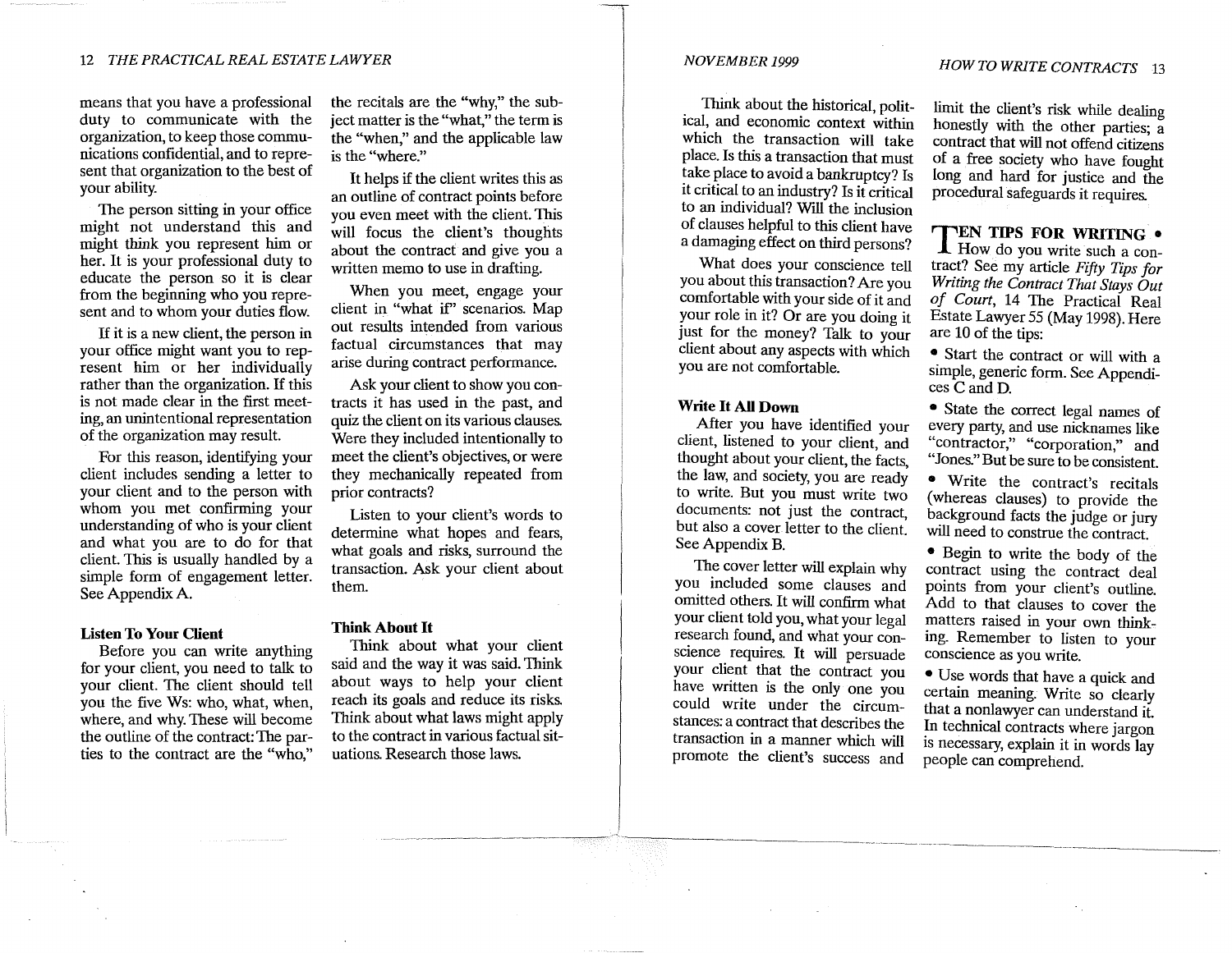means that you have a professional duty to communicate with the organization, to keep those communications confidential, and to represent that organization to the best of your ability.

The person sitting in your office might not understand this and might think you represent him or her. It is your professional duty to educate the person so it is clear from the beginning who you represent and to whom your duties flow.

If it is a new client, the person in your office might want you to represent him or her individually rather than the organization. If this is not made clear in the first meeting, an unintentional representation of the organization may result.

For this reason, identifying your client includes sending a letter to your client and to the person with whom you met confirming your understanding of who is your client and what you are to do for that client. This is usually handled by a simple form of engagement letter. See Appendix A.

## Listen To Your Client

Before you can write anything for your client, you need to talk to your client. The client should tell you the five Ws: who, what, when, where, and why. These will become the outline of the contract: The parties to the contract are the "who," the recitals are the "why," the subject matter is the "what," the term is the "when," and the applicable law is the "where."

It helps if the client writes this as an outline of contract points before you even meet with the client. This will focus the client's thoughts about the contract and give you a written memo to use in drafting.

When you meet, engage your client in "what if" scenarios. Map out results intended from various factual circumstances that may arise during contract performance.

Ask your client to show you contracts it has used in the past, and quiz the client on its various clauses. Were they included intentionally to meet the client's objectives, or were they mechanically repeated from prior contracts?

Listen to your client's words to determine what hopes and fears, what goals and risks, surround the transaction. Ask your client about them.

## Think About It

Think about what your client said and the way it was said. Think about ways to help your client reach its goals and reduce its risks. Think about what laws might apply to the contract in various factual situations. Research those laws.

Think about the historical, political, and economic context within which the transaction will take place. Is this a transaction that must take place to avoid a bankruptcy? Is it critical to an industry? Is it critical to an individual? Will the inclusion of clauses helpful to this client have a damaging effect on third persons?

What does your conscience tell you about this transaction? Are you comfortable with your side of it and your role in it? Or are you doing it just for the money? Talk to your client about any aspects with which you are not comfortable.

## Write It All Down

After you have identified your client, listened to your client, and thought about your client, the facts, the law, and society, you are ready to write. But you must write two documents: not just the contract, but also a cover letter to the client. See Appendix B.

The cover letter will explain why you included some clauses and omitted others. It will confirm what your client told you, what your legal research found, and what your conscience requires. It will persuade your client that the contract you have written is the only one you could write under the circumstances: a contract that describes the transaction in a manner which will promote the client's success and limit the client's risk while dealing honestly with the other parties; a contract that will not offend citizens of a free society who have fought long and hard for justice and the procedural safeguards it requires.

## TEN TIPS FOR WRITING •

How do you write such a contract? See my article *Fifty Tips for Writing the Contract That Stays Out of Court*, 14 The Practical Real Estate Lawyer 55 (May 1998). Here are 10 of the tips:

- Start the contract or will with a simple, generic form. See Appendices C and D.
- State the correct legal names of every party, and use nicknames like "contractor," "corporation," and "Jones." But be sure to be consistent.
- Write the contract's recitals (whereas clauses) to provide the background facts the judge or jury will need to construe the contract.
- Begin to write the body of the contract using the contract deal points from your client's outline. Add to that clauses to cover the matters raised in your own thinking. Remember to listen to your conscience as you write.
- Use words that have a quick and certain meaning. Write so clearly that a nonlawyer can understand it. In technical contracts where jargon is necessary, explain it in words lay people can comprehend.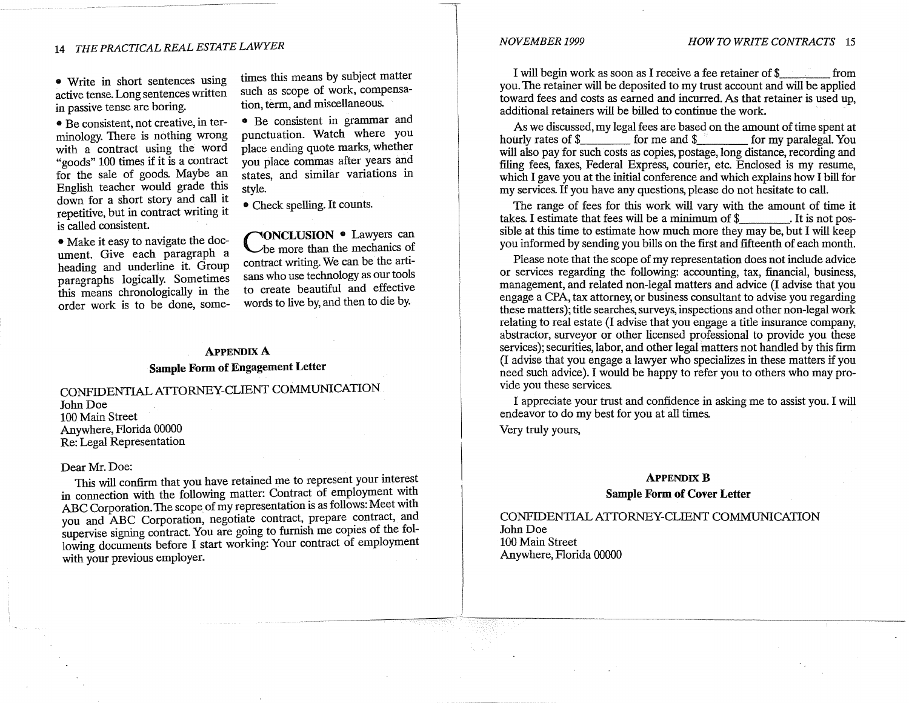- Write in short sentences using active tense. Long sentences written in passive tense are boring.
- Be consistent, not creative, in terminology. There is nothing wrong with a contract using the word "goods" 100 times if it is a contract for the sale of goods. Maybe an English teacher would grade this down for a short story and call it repetitive, but in contract writing it is called consistent.
- Make it easy to navigate the document. Give each paragraph a heading and underline it. Group paragraphs logically. Sometimes this means chronologically in the order work is to be done, sometimes this means by subject matter such as scope of work, compensation, term, and miscellaneous.
- Be consistent in grammar and punctuation. Watch where you place ending quote marks, whether you place commas after years and states, and similar variations in style.
- Check spelling. It counts.

**CONCLUSION** • Lawyers can be more than the mechanics of contract writing. We can be the artisans who use technology as our tools to create beautiful and effective words to live by, and then to die by.

## APPENDIX A

### Sample Form of Engagement Letter

CONFIDENTIAL ATTORNEY-CLIENT COMMUNICATION
John Doe
100 Main Street
Anywhere, Florida 00000
Re: Legal Representation

Dear Mr. Doe:

This will confirm that you have retained me to represent your interest in connection with the following matter: Contract of employment with ABC Corporation. The scope of my representation is as follows: Meet with you and ABC Corporation, negotiate contract, prepare contract, and supervise signing contract. You are going to furnish me copies of the following documents before I start working: Your contract of employment with your previous employer.

I will begin work as soon as I receive a fee retainer of $________ from you. The retainer will be deposited to my trust account and will be applied toward fees and costs as earned and incurred. As that retainer is used up, additional retainers will be billed to continue the work.

As we discussed, my legal fees are based on the amount of time spent at hourly rates of $________ for me and $________ for my paralegal. You will also pay for such costs as copies, postage, long distance, recording and filing fees, faxes, Federal Express, courier, etc. Enclosed is my resume, which I gave you at the initial conference and which explains how I bill for my services. If you have any questions, please do not hesitate to call.

The range of fees for this work will vary with the amount of time it takes. I estimate that fees will be a minimum of $________. It is not possible at this time to estimate how much more they may be, but I will keep you informed by sending you bills on the first and fifteenth of each month.

Please note that the scope of my representation does not include advice or services regarding the following: accounting, tax, financial, business, management, and related non-legal matters and advice (I advise that you engage a CPA, tax attorney, or business consultant to advise you regarding these matters); title searches, surveys, inspections and other non-legal work relating to real estate (I advise that you engage a title insurance company, abstractor, surveyor or other licensed professional to provide you these services); securities, labor, and other legal matters not handled by this firm (I advise that you engage a lawyer who specializes in these matters if you need such advice). I would be happy to refer you to others who may provide you these services.

I appreciate your trust and confidence in asking me to assist you. I will endeavor to do my best for you at all times.

Very truly yours,

## APPENDIX B

### Sample Form of Cover Letter

CONFIDENTIAL ATTORNEY-CLIENT COMMUNICATION
John Doe
100 Main Street
Anywhere, Florida 00000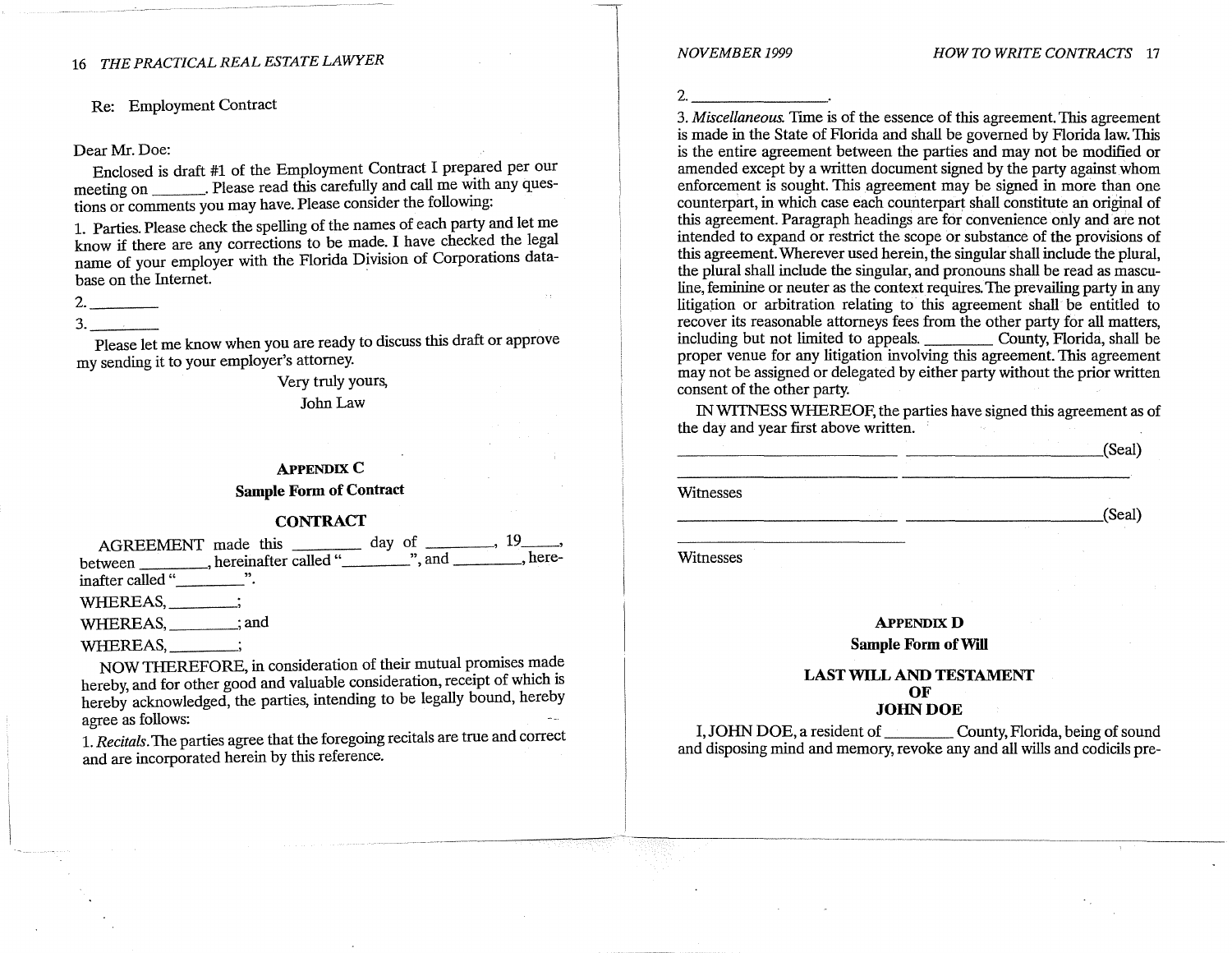Re: Employment Contract

Dear Mr. Doe:

Enclosed is draft #1 of the Employment Contract I prepared per our meeting on ______. Please read this carefully and call me with any questions or comments you may have. Please consider the following:

1. Parties. Please check the spelling of the names of each party and let me know if there are any corrections to be made. I have checked the legal name of your employer with the Florida Division of Corporations database on the Internet.

2. ________

3. ________

Please let me know when you are ready to discuss this draft or approve my sending it to your employer's attorney.

Very truly yours,

John Law

## APPENDIX C

### Sample Form of Contract

### CONTRACT

AGREEMENT made this ________ day of ________, 19____, between ________, hereinafter called "________", and ________, hereinafter called "________".

WHEREAS, ________;

WHEREAS, ________; and

WHEREAS, ________;

NOW THEREFORE, in consideration of their mutual promises made hereby, and for other good and valuable consideration, receipt of which is hereby acknowledged, the parties, intending to be legally bound, hereby agree as follows:

1. *Recitals.* The parties agree that the foregoing recitals are true and correct and are incorporated herein by this reference.

2. ________________.

3. *Miscellaneous.* Time is of the essence of this agreement. This agreement is made in the State of Florida and shall be governed by Florida law. This is the entire agreement between the parties and may not be modified or amended except by a written document signed by the party against whom enforcement is sought. This agreement may be signed in more than one counterpart, in which case each counterpart shall constitute an original of this agreement. Paragraph headings are for convenience only and are not intended to expand or restrict the scope or substance of the provisions of this agreement. Wherever used herein, the singular shall include the plural, the plural shall include the singular, and pronouns shall be read as masculine, feminine or neuter as the context requires. The prevailing party in any litigation or arbitration relating to this agreement shall be entitled to recover its reasonable attorneys fees from the other party for all matters, including but not limited to appeals. ________ County, Florida, shall be proper venue for any litigation involving this agreement. This agreement may not be assigned or delegated by either party without the prior written consent of the other party.

IN WITNESS WHEREOF, the parties have signed this agreement as of the day and year first above written.

________________________ ________________________(Seal)

________________________ ________________________

Witnesses

________________________ ________________________(Seal)

________________________

Witnesses

## APPENDIX D

### Sample Form of Will

### LAST WILL AND TESTAMENT OF JOHN DOE

I, JOHN DOE, a resident of ________ County, Florida, being of sound and disposing mind and memory, revoke any and all wills and codicils pre-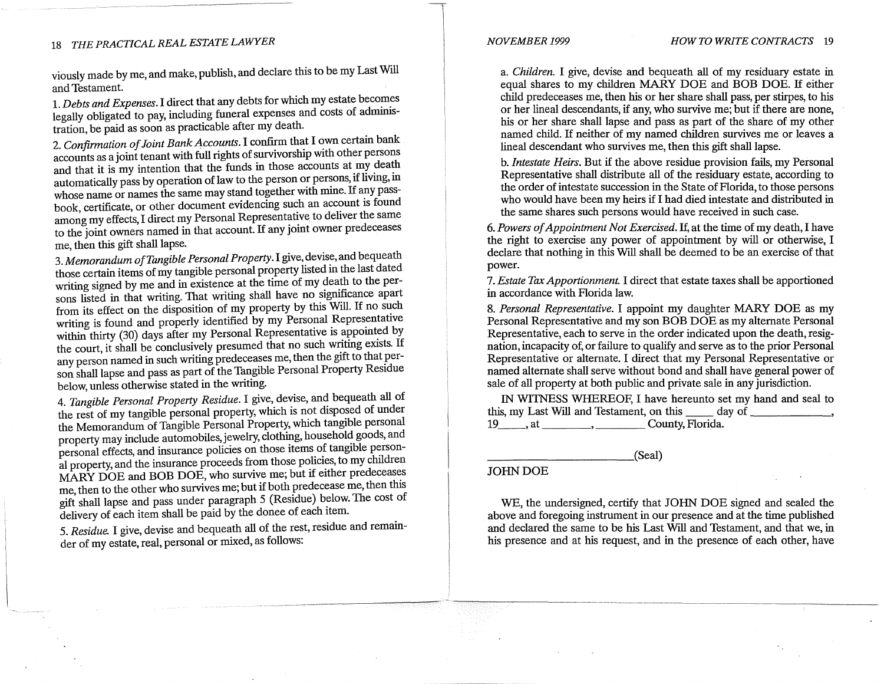viously made by me, and make, publish, and declare this to be my Last Will and Testament.

1. *Debts and Expenses*. I direct that any debts for which my estate becomes legally obligated to pay, including funeral expenses and costs of administration, be paid as soon as practicable after my death.

2. *Confirmation of Joint Bank Accounts*. I confirm that I own certain bank accounts as a joint tenant with full rights of survivorship with other persons and that it is my intention that the funds in those accounts at my death automatically pass by operation of law to the person or persons, if living, in whose name or names the same may stand together with mine. If any passbook, certificate, or other document evidencing such an account is found among my effects, I direct my Personal Representative to deliver the same to the joint owners named in that account. If any joint owner predeceases me, then this gift shall lapse.

3. *Memorandum of Tangible Personal Property*. I give, devise, and bequeath those certain items of my tangible personal property listed in the last dated writing signed by me and in existence at the time of my death to the persons listed in that writing. That writing shall have no significance apart from its effect on the disposition of my property by this Will. If no such writing is found and properly identified by my Personal Representative within thirty (30) days after my Personal Representative is appointed by the court, it shall be conclusively presumed that no such writing exists. If any person named in such writing predeceases me, then the gift to that person shall lapse and pass as part of the Tangible Personal Property Residue below, unless otherwise stated in the writing.

4. *Tangible Personal Property Residue*. I give, devise, and bequeath all of the rest of my tangible personal property, which is not disposed of under the Memorandum of Tangible Personal Property, which tangible personal property may include automobiles, jewelry, clothing, household goods, and personal effects, and insurance policies on those items of tangible personal property, and the insurance proceeds from those policies, to my children MARY DOE and BOB DOE, who survive me; but if either predeceases me, then to the other who survives me; but if both predecease me, then this gift shall lapse and pass under paragraph 5 (Residue) below. The cost of delivery of each item shall be paid by the donee of each item.

5. *Residue*. I give, devise and bequeath all of the rest, residue and remainder of my estate, real, personal or mixed, as follows:

a. *Children*. I give, devise and bequeath all of my residuary estate in equal shares to my children MARY DOE and BOB DOE. If either child predeceases me, then his or her share shall pass, per stirpes, to his or her lineal descendants, if any, who survive me; but if there are none, his or her share shall lapse and pass as part of the share of my other named child. If neither of my named children survives me or leaves a lineal descendant who survives me, then this gift shall lapse.

b. *Intestate Heirs*. But if the above residue provision fails, my Personal Representative shall distribute all of the residuary estate, according to the order of intestate succession in the State of Florida, to those persons who would have been my heirs if I had died intestate and distributed in the same shares such persons would have received in such case.

6. *Powers of Appointment Not Exercised*. If, at the time of my death, I have the right to exercise any power of appointment by will or otherwise, I declare that nothing in this Will shall be deemed to be an exercise of that power.

7. *Estate Tax Apportionment*. I direct that estate taxes shall be apportioned in accordance with Florida law.

8. *Personal Representative*. I appoint my daughter MARY DOE as my Personal Representative and my son BOB DOE as my alternate Personal Representative, each to serve in the order indicated upon the death, resignation, incapacity of, or failure to qualify and serve as to the prior Personal Representative or alternate. I direct that my Personal Representative or named alternate shall serve without bond and shall have general power of sale of all property at both public and private sale in any jurisdiction.

IN WITNESS WHEREOF, I have hereunto set my hand and seal to this, my Last Will and Testament, on this _____ day of ______________, 19_____, at _________, _________ County, Florida.

___________________________(Seal)
JOHN DOE

WE, the undersigned, certify that JOHN DOE signed and sealed the above and foregoing instrument in our presence and at the time published and declared the same to be his Last Will and Testament, and that we, in his presence and at his request, and in the presence of each other, have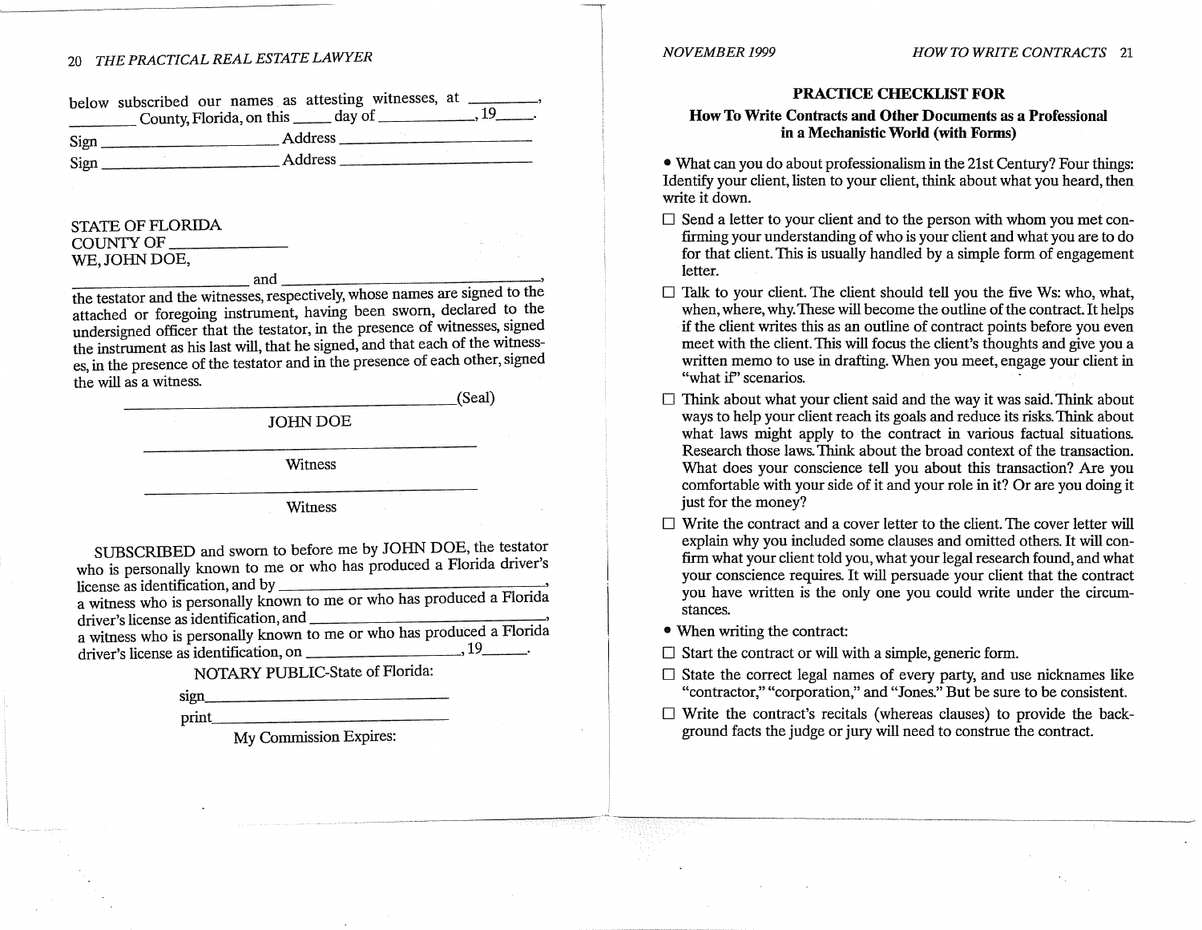below subscribed our names as attesting witnesses, at _________, _________ County, Florida, on this _____ day of _____________, 19_____.

Sign _______________________ Address _______________________

Sign _______________________ Address _______________________

STATE OF FLORIDA
COUNTY OF _______________
WE, JOHN DOE,

_____________________ and _______________________________,
the testator and the witnesses, respectively, whose names are signed to the attached or foregoing instrument, having been sworn, declared to the undersigned officer that the testator, in the presence of witnesses, signed the instrument as his last will, that he signed, and that each of the witnesses, in the presence of the testator and in the presence of each other, signed the will as a witness.

_____________________________________________(Seal)

JOHN DOE

_____________________________________________

Witness

_____________________________________________

Witness

SUBSCRIBED and sworn to before me by JOHN DOE, the testator who is personally known to me or who has produced a Florida driver's license as identification, and by _______________________________, a witness who is personally known to me or who has produced a Florida driver's license as identification, and _______________________________, a witness who is personally known to me or who has produced a Florida driver's license as identification, on ____________________, 19______.

NOTARY PUBLIC-State of Florida:

sign_______________________________

print_______________________________

My Commission Expires:

## PRACTICE CHECKLIST FOR

### How To Write Contracts and Other Documents as a Professional in a Mechanistic World (with Forms)

- What can you do about professionalism in the 21st Century? Four things: Identify your client, listen to your client, think about what you heard, then write it down.

☐ Send a letter to your client and to the person with whom you met confirming your understanding of who is your client and what you are to do for that client. This is usually handled by a simple form of engagement letter.

☐ Talk to your client. The client should tell you the five Ws: who, what, when, where, why. These will become the outline of the contract. It helps if the client writes this as an outline of contract points before you even meet with the client. This will focus the client's thoughts and give you a written memo to use in drafting. When you meet, engage your client in "what if" scenarios.

☐ Think about what your client said and the way it was said. Think about ways to help your client reach its goals and reduce its risks. Think about what laws might apply to the contract in various factual situations. Research those laws. Think about the broad context of the transaction. What does your conscience tell you about this transaction? Are you comfortable with your side of it and your role in it? Or are you doing it just for the money?

☐ Write the contract and a cover letter to the client. The cover letter will explain why you included some clauses and omitted others. It will confirm what your client told you, what your legal research found, and what your conscience requires. It will persuade your client that the contract you have written is the only one you could write under the circumstances.

- When writing the contract:

☐ Start the contract or will with a simple, generic form.

☐ State the correct legal names of every party, and use nicknames like "contractor," "corporation," and "Jones." But be sure to be consistent.

☐ Write the contract's recitals (whereas clauses) to provide the background facts the judge or jury will need to construe the contract.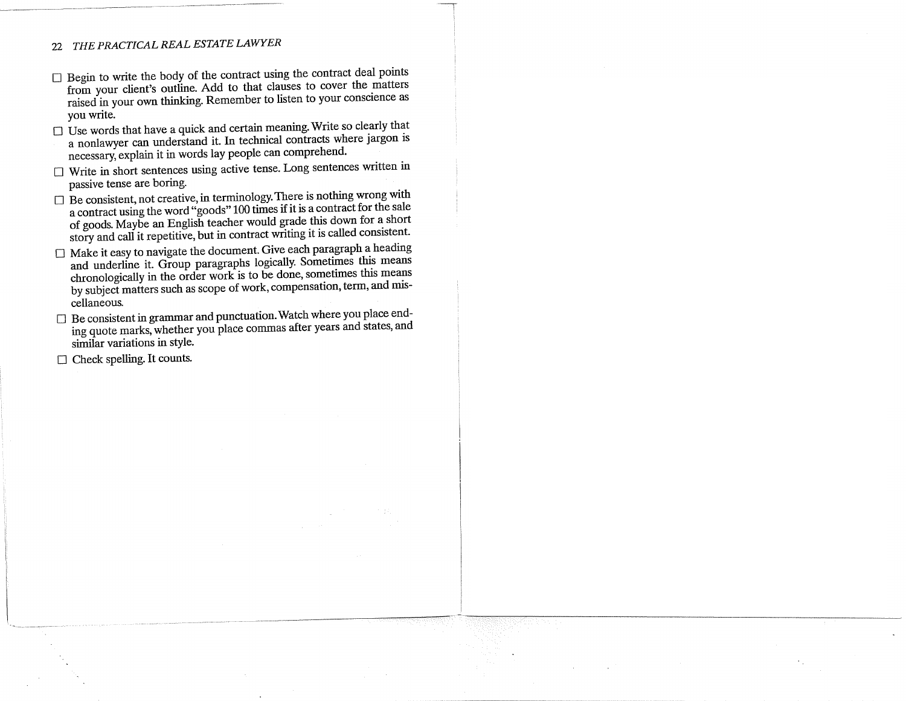- ☐ Begin to write the body of the contract using the contract deal points from your client's outline. Add to that clauses to cover the matters raised in your own thinking. Remember to listen to your conscience as you write.
- ☐ Use words that have a quick and certain meaning. Write so clearly that a nonlawyer can understand it. In technical contracts where jargon is necessary, explain it in words lay people can comprehend.
- ☐ Write in short sentences using active tense. Long sentences written in passive tense are boring.
- ☐ Be consistent, not creative, in terminology. There is nothing wrong with a contract using the word "goods" 100 times if it is a contract for the sale of goods. Maybe an English teacher would grade this down for a short story and call it repetitive, but in contract writing it is called consistent.
- ☐ Make it easy to navigate the document. Give each paragraph a heading and underline it. Group paragraphs logically. Sometimes this means chronologically in the order work is to be done, sometimes this means by subject matters such as scope of work, compensation, term, and miscellaneous.
- ☐ Be consistent in grammar and punctuation. Watch where you place ending quote marks, whether you place commas after years and states, and similar variations in style.
- ☐ Check spelling. It counts.